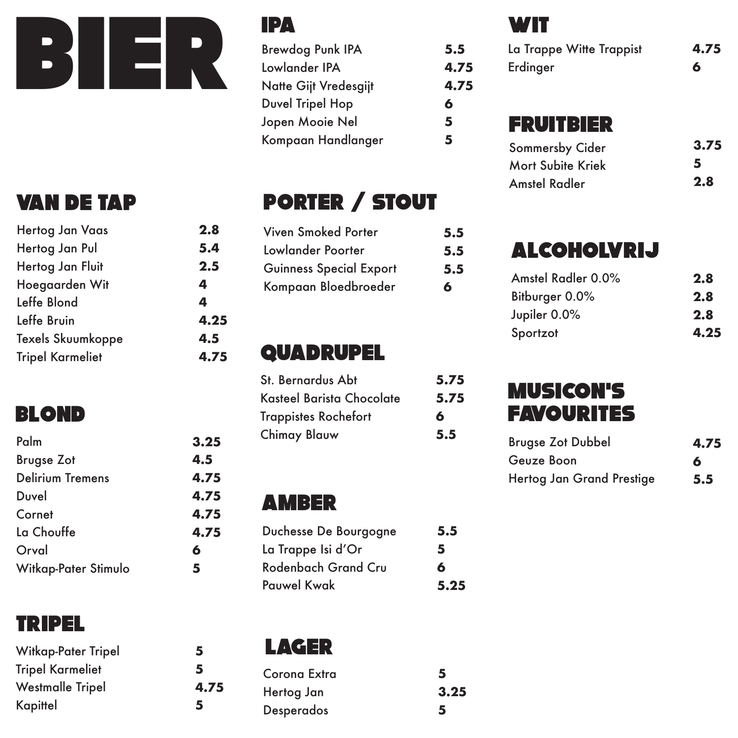# BIER

## VAN DE TAP

| | |
|---|---|
| Hertog Jan Vaas | 2.8 |
| Hertog Jan Pul | 5.4 |
| Hertog Jan Fluit | 2.5 |
| Hoegaarden Wit | 4 |
| Leffe Blond | 4 |
| Leffe Bruin | 4.25 |
| Texels Skuumkoppe | 4.5 |
| Tripel Karmeliet | 4.75 |

## BLOND

| | |
|---|---|
| Palm | 3.25 |
| Brugse Zot | 4.5 |
| Delirium Tremens | 4.75 |
| Duvel | 4.75 |
| Cornet | 4.75 |
| La Chouffe | 4.75 |
| Orval | 6 |
| Witkap-Pater Stimulo | 5 |

## TRIPEL

| | |
|---|---|
| Witkap-Pater Tripel | 5 |
| Tripel Karmeliet | 5 |
| Westmalle Tripel | 4.75 |
| Kapittel | 5 |

## IPA

| | |
|---|---|
| Brewdog Punk IPA | 5.5 |
| Lowlander IPA | 4.75 |
| Natte Gijt Vredesgijt | 4.75 |
| Duvel Tripel Hop | 6 |
| Jopen Mooie Nel | 5 |
| Kompaan Handlanger | 5 |

## PORTER / STOUT

| | |
|---|---|
| Viven Smoked Porter | 5.5 |
| Lowlander Poorter | 5.5 |
| Guinness Special Export | 5.5 |
| Kompaan Bloedbroeder | 6 |

## QUADRUPEL

| | |
|---|---|
| St. Bernardus Abt | 5.75 |
| Kasteel Barista Chocolate | 5.75 |
| Trappistes Rochefort | 6 |
| Chimay Blauw | 5.5 |

## AMBER

| | |
|---|---|
| Duchesse De Bourgogne | 5.5 |
| La Trappe Isi d'Or | 5 |
| Rodenbach Grand Cru | 6 |
| Pauwel Kwak | 5.25 |

## LAGER

| | |
|---|---|
| Corona Extra | 5 |
| Hertog Jan | 3.25 |
| Desperados | 5 |

## WIT

| | |
|---|---|
| La Trappe Witte Trappist | 4.75 |
| Erdinger | 6 |

## FRUITBIER

| | |
|---|---|
| Sommersby Cider | 3.75 |
| Mort Subite Kriek | 5 |
| Amstel Radler | 2.8 |

## ALCOHOLVRIJ

| | |
|---|---|
| Amstel Radler 0.0% | 2.8 |
| Bitburger 0.0% | 2.8 |
| Jupiler 0.0% | 2.8 |
| Sportzot | 4.25 |

## MUSICON'S FAVOURITES

| | |
|---|---|
| Brugse Zot Dubbel | 4.75 |
| Geuze Boon | 6 |
| Hertog Jan Grand Prestige | 5.5 |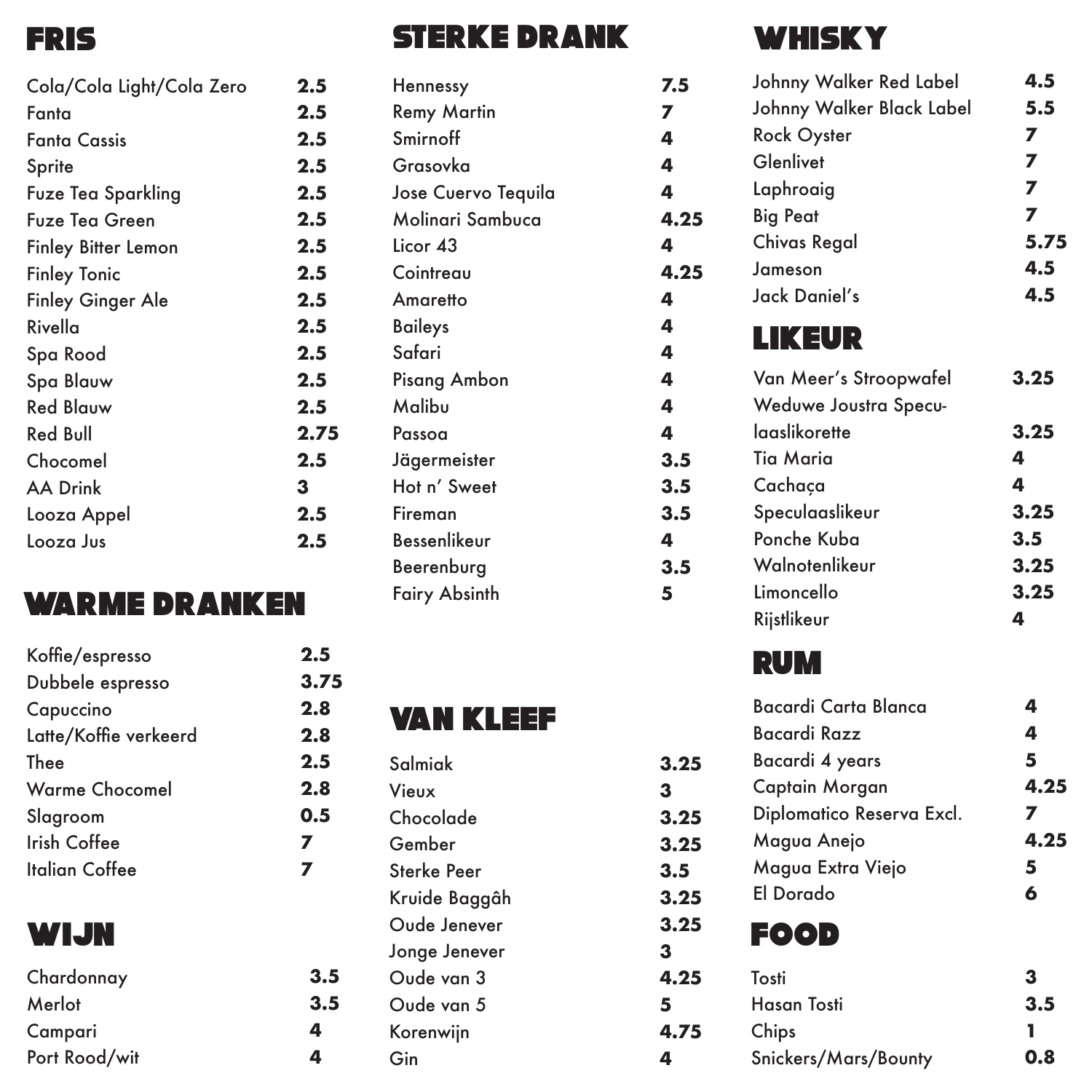## FRIS

| | |
|---|---|
| Cola/Cola Light/Cola Zero | 2.5 |
| Fanta | 2.5 |
| Fanta Cassis | 2.5 |
| Sprite | 2.5 |
| Fuze Tea Sparkling | 2.5 |
| Fuze Tea Green | 2.5 |
| Finley Bitter Lemon | 2.5 |
| Finley Tonic | 2.5 |
| Finley Ginger Ale | 2.5 |
| Rivella | 2.5 |
| Spa Rood | 2.5 |
| Spa Blauw | 2.5 |
| Red Blauw | 2.5 |
| Red Bull | 2.75 |
| Chocomel | 2.5 |
| AA Drink | 3 |
| Looza Appel | 2.5 |
| Looza Jus | 2.5 |

## WARME DRANKEN

| | |
|---|---|
| Koffie/espresso | 2.5 |
| Dubbele espresso | 3.75 |
| Capuccino | 2.8 |
| Latte/Koffie verkeerd | 2.8 |
| Thee | 2.5 |
| Warme Chocomel | 2.8 |
| Slagroom | 0.5 |
| Irish Coffee | 7 |
| Italian Coffee | 7 |

## WIJN

| | |
|---|---|
| Chardonnay | 3.5 |
| Merlot | 3.5 |
| Campari | 4 |
| Port Rood/wit | 4 |

## STERKE DRANK

| | |
|---|---|
| Hennessy | 7.5 |
| Remy Martin | 7 |
| Smirnoff | 4 |
| Grasovka | 4 |
| Jose Cuervo Tequila | 4 |
| Molinari Sambuca | 4.25 |
| Licor 43 | 4 |
| Cointreau | 4.25 |
| Amaretto | 4 |
| Baileys | 4 |
| Safari | 4 |
| Pisang Ambon | 4 |
| Malibu | 4 |
| Passoa | 4 |
| Jägermeister | 3.5 |
| Hot n' Sweet | 3.5 |
| Fireman | 3.5 |
| Bessenlikeur | 4 |
| Beerenburg | 3.5 |
| Fairy Absinth | 5 |

## VAN KLEEF

| | |
|---|---|
| Salmiak | 3.25 |
| Vieux | 3 |
| Chocolade | 3.25 |
| Gember | 3.25 |
| Sterke Peer | 3.5 |
| Kruide Baggâh | 3.25 |
| Oude Jenever | 3.25 |
| Jonge Jenever | 3 |
| Oude van 3 | 4.25 |
| Oude van 5 | 5 |
| Korenwijn | 4.75 |
| Gin | 4 |

## WHISKY

| | |
|---|---|
| Johnny Walker Red Label | 4.5 |
| Johnny Walker Black Label | 5.5 |
| Rock Oyster | 7 |
| Glenlivet | 7 |
| Laphroaig | 7 |
| Big Peat | 7 |
| Chivas Regal | 5.75 |
| Jameson | 4.5 |
| Jack Daniel's | 4.5 |

## LIKEUR

| | |
|---|---|
| Van Meer's Stroopwafel | 3.25 |
| Weduwe Joustra Speculaaslikorette | 3.25 |
| Tia Maria | 4 |
| Cachaça | 4 |
| Speculaaslikeur | 3.25 |
| Ponche Kuba | 3.5 |
| Walnotenlikeur | 3.25 |
| Limoncello | 3.25 |
| Rijstlikeur | 4 |

## RUM

| | |
|---|---|
| Bacardi Carta Blanca | 4 |
| Bacardi Razz | 4 |
| Bacardi 4 years | 5 |
| Captain Morgan | 4.25 |
| Diplomatico Reserva Excl. | 7 |
| Magua Anejo | 4.25 |
| Magua Extra Viejo | 5 |
| El Dorado | 6 |

## FOOD

| | |
|---|---|
| Tosti | 3 |
| Hasan Tosti | 3.5 |
| Chips | 1 |
| Snickers/Mars/Bounty | 0.8 |